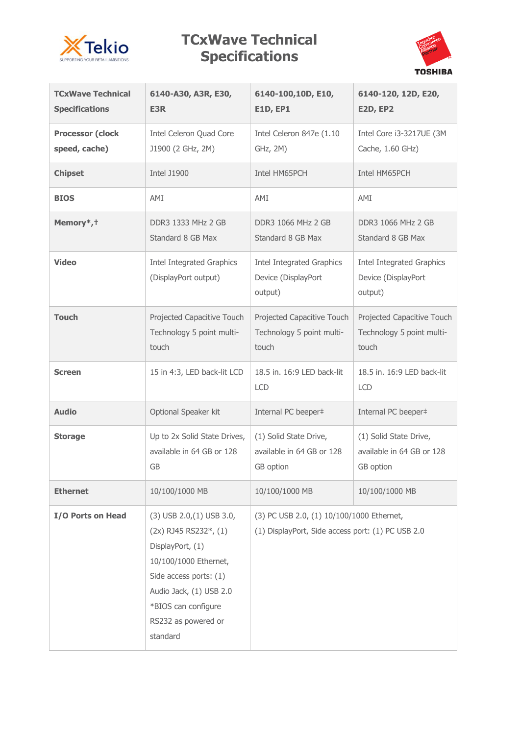# TCxWave Technical Specifications

| TCxWave Technical Specifications | 6140-A30, A3R, E30, E3R | 6140-100,10D, E10, E1D, EP1 | 6140-120, 12D, E20, E2D, EP2 |
|---|---|---|---|
| **Processor (clock speed, cache)** | Intel Celeron Quad Core J1900 (2 GHz, 2M) | Intel Celeron 847e (1.10 GHz, 2M) | Intel Core i3-3217UE (3M Cache, 1.60 GHz) |
| **Chipset** | Intel J1900 | Intel HM65PCH | Intel HM65PCH |
| **BIOS** | AMI | AMI | AMI |
| **Memory*,†** | DDR3 1333 MHz 2 GB Standard 8 GB Max | DDR3 1066 MHz 2 GB Standard 8 GB Max | DDR3 1066 MHz 2 GB Standard 8 GB Max |
| **Video** | Intel Integrated Graphics (DisplayPort output) | Intel Integrated Graphics Device (DisplayPort output) | Intel Integrated Graphics Device (DisplayPort output) |
| **Touch** | Projected Capacitive Touch Technology 5 point multi-touch | Projected Capacitive Touch Technology 5 point multi-touch | Projected Capacitive Touch Technology 5 point multi-touch |
| **Screen** | 15 in 4:3, LED back-lit LCD | 18.5 in. 16:9 LED back-lit LCD | 18.5 in. 16:9 LED back-lit LCD |
| **Audio** | Optional Speaker kit | Internal PC beeper‡ | Internal PC beeper‡ |
| **Storage** | Up to 2x Solid State Drives, available in 64 GB or 128 GB | (1) Solid State Drive, available in 64 GB or 128 GB option | (1) Solid State Drive, available in 64 GB or 128 GB option |
| **Ethernet** | 10/100/1000 MB | 10/100/1000 MB | 10/100/1000 MB |
| **I/O Ports on Head** | (3) USB 2.0,(1) USB 3.0, (2x) RJ45 RS232*, (1) DisplayPort, (1) 10/100/1000 Ethernet, Side access ports: (1) Audio Jack, (1) USB 2.0 *BIOS can configure RS232 as powered or standard | (3) PC USB 2.0, (1) 10/100/1000 Ethernet, (1) DisplayPort, Side access port: (1) PC USB 2.0 | |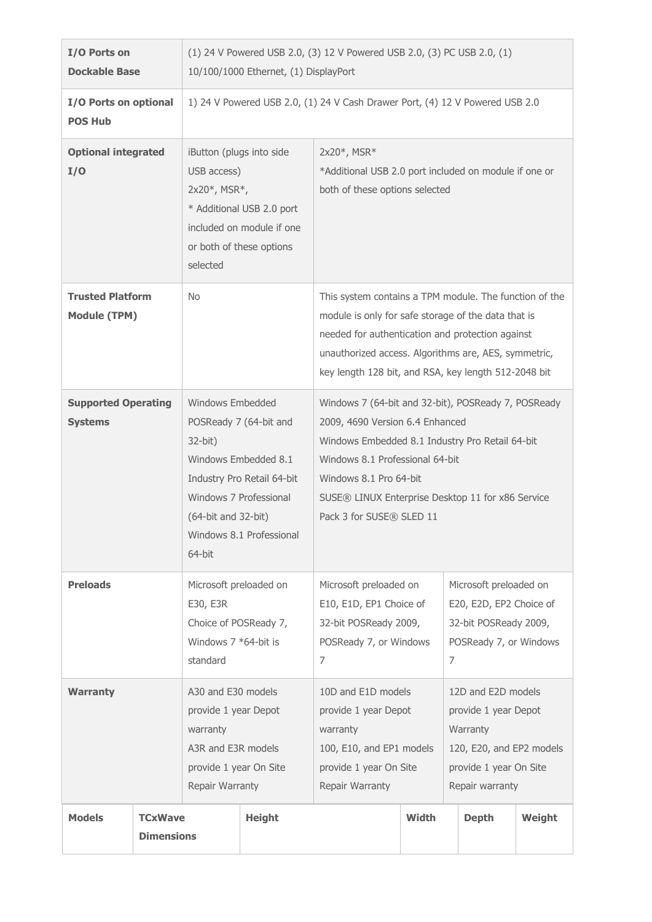| I/O Ports on Dockable Base | (1) 24 V Powered USB 2.0, (3) 12 V Powered USB 2.0, (3) PC USB 2.0, (1) 10/100/1000 Ethernet, (1) DisplayPort | | |
|---|---|---|---|
| **I/O Ports on optional POS Hub** | 1) 24 V Powered USB 2.0, (1) 24 V Cash Drawer Port, (4) 12 V Powered USB 2.0 | | |
| **Optional integrated I/O** | iButton (plugs into side USB access)<br>2x20*, MSR*,<br>* Additional USB 2.0 port included on module if one or both of these options selected | 2x20*, MSR*<br>*Additional USB 2.0 port included on module if one or both of these options selected | |
| **Trusted Platform Module (TPM)** | No | This system contains a TPM module. The function of the module is only for safe storage of the data that is needed for authentication and protection against unauthorized access. Algorithms are, AES, symmetric, key length 128 bit, and RSA, key length 512-2048 bit | |
| **Supported Operating Systems** | Windows Embedded POSReady 7 (64-bit and 32-bit)<br>Windows Embedded 8.1 Industry Pro Retail 64-bit<br>Windows 7 Professional (64-bit and 32-bit)<br>Windows 8.1 Professional 64-bit | Windows 7 (64-bit and 32-bit), POSReady 7, POSReady 2009, 4690 Version 6.4 Enhanced<br>Windows Embedded 8.1 Industry Pro Retail 64-bit<br>Windows 8.1 Professional 64-bit<br>Windows 8.1 Pro 64-bit<br>SUSE® LINUX Enterprise Desktop 11 for x86 Service Pack 3 for SUSE® SLED 11 | |
| **Preloads** | Microsoft preloaded on E30, E3R<br>Choice of POSReady 7, Windows 7 *64-bit is standard | Microsoft preloaded on E10, E1D, EP1 Choice of 32-bit POSReady 2009, POSReady 7, or Windows 7 | Microsoft preloaded on E20, E2D, EP2 Choice of 32-bit POSReady 2009, POSReady 7, or Windows 7 |
| **Warranty** | A30 and E30 models provide 1 year Depot warranty<br>A3R and E3R models provide 1 year On Site Repair Warranty | 10D and E1D models provide 1 year Depot warranty<br>100, E10, and EP1 models provide 1 year On Site Repair Warranty | 12D and E2D models provide 1 year Depot Warranty<br>120, E20, and EP2 models provide 1 year On Site Repair warranty |

| Models | TCxWave Dimensions | Height | Width | Depth | Weight |
|---|---|---|---|---|---|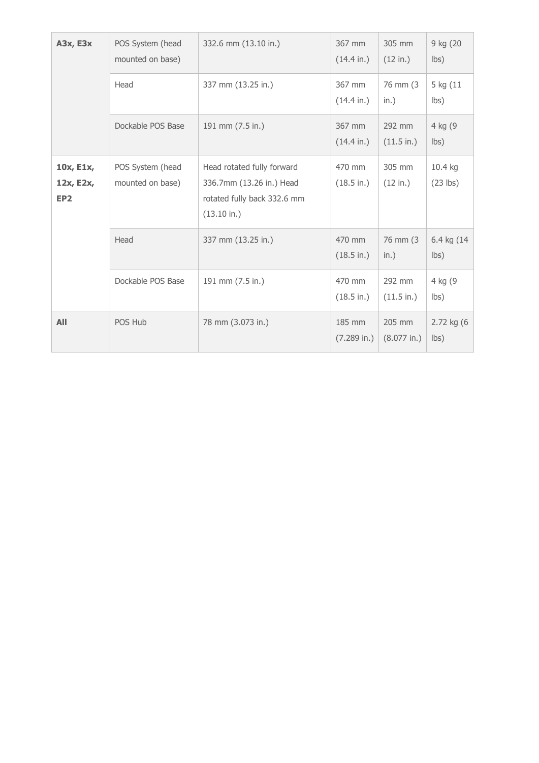| | | | | | |
|---|---|---|---|---|---|
| **A3x, E3x** | POS System (head mounted on base) | 332.6 mm (13.10 in.) | 367 mm (14.4 in.) | 305 mm (12 in.) | 9 kg (20 lbs) |
| | Head | 337 mm (13.25 in.) | 367 mm (14.4 in.) | 76 mm (3 in.) | 5 kg (11 lbs) |
| | Dockable POS Base | 191 mm (7.5 in.) | 367 mm (14.4 in.) | 292 mm (11.5 in.) | 4 kg (9 lbs) |
| **10x, E1x, 12x, E2x, EP2** | POS System (head mounted on base) | Head rotated fully forward 336.7mm (13.26 in.) Head rotated fully back 332.6 mm (13.10 in.) | 470 mm (18.5 in.) | 305 mm (12 in.) | 10.4 kg (23 lbs) |
| | Head | 337 mm (13.25 in.) | 470 mm (18.5 in.) | 76 mm (3 in.) | 6.4 kg (14 lbs) |
| | Dockable POS Base | 191 mm (7.5 in.) | 470 mm (18.5 in.) | 292 mm (11.5 in.) | 4 kg (9 lbs) |
| **All** | POS Hub | 78 mm (3.073 in.) | 185 mm (7.289 in.) | 205 mm (8.077 in.) | 2.72 kg (6 lbs) |